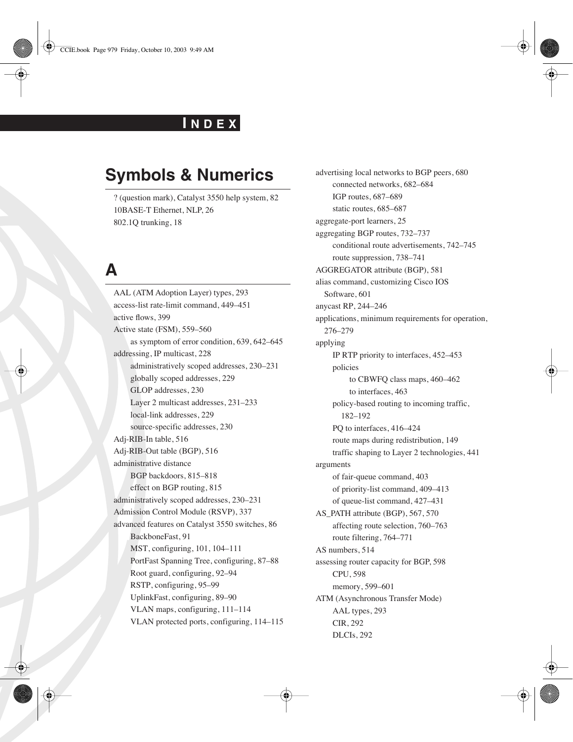# INDEX

## Symbols & Numerics

? (question mark), Catalyst 3550 help system, 82
10BASE-T Ethernet, NLP, 26
802.1Q trunking, 18

## A

AAL (ATM Adoption Layer) types, 293
access-list rate-limit command, 449–451
active flows, 399
Active state (FSM), 559–560
    as symptom of error condition, 639, 642–645
addressing, IP multicast, 228
    administratively scoped addresses, 230–231
    globally scoped addresses, 229
    GLOP addresses, 230
    Layer 2 multicast addresses, 231–233
    local-link addresses, 229
    source-specific addresses, 230
Adj-RIB-In table, 516
Adj-RIB-Out table (BGP), 516
administrative distance
    BGP backdoors, 815–818
    effect on BGP routing, 815
administratively scoped addresses, 230–231
Admission Control Module (RSVP), 337
advanced features on Catalyst 3550 switches, 86
    BackboneFast, 91
    MST, configuring, 101, 104–111
    PortFast Spanning Tree, configuring, 87–88
    Root guard, configuring, 92–94
    RSTP, configuring, 95–99
    UplinkFast, configuring, 89–90
    VLAN maps, configuring, 111–114
    VLAN protected ports, configuring, 114–115
advertising local networks to BGP peers, 680
    connected networks, 682–684
    IGP routes, 687–689
    static routes, 685–687
aggregate-port learners, 25
aggregating BGP routes, 732–737
    conditional route advertisements, 742–745
    route suppression, 738–741
AGGREGATOR attribute (BGP), 581
alias command, customizing Cisco IOS Software, 601
anycast RP, 244–246
applications, minimum requirements for operation, 276–279
applying
    IP RTP priority to interfaces, 452–453
    policies
        to CBWFQ class maps, 460–462
        to interfaces, 463
    policy-based routing to incoming traffic, 182–192
    PQ to interfaces, 416–424
    route maps during redistribution, 149
    traffic shaping to Layer 2 technologies, 441
arguments
    of fair-queue command, 403
    of priority-list command, 409–413
    of queue-list command, 427–431
AS_PATH attribute (BGP), 567, 570
    affecting route selection, 760–763
    route filtering, 764–771
AS numbers, 514
assessing router capacity for BGP, 598
    CPU, 598
    memory, 599–601
ATM (Asynchronous Transfer Mode)
    AAL types, 293
    CIR, 292
    DLCIs, 292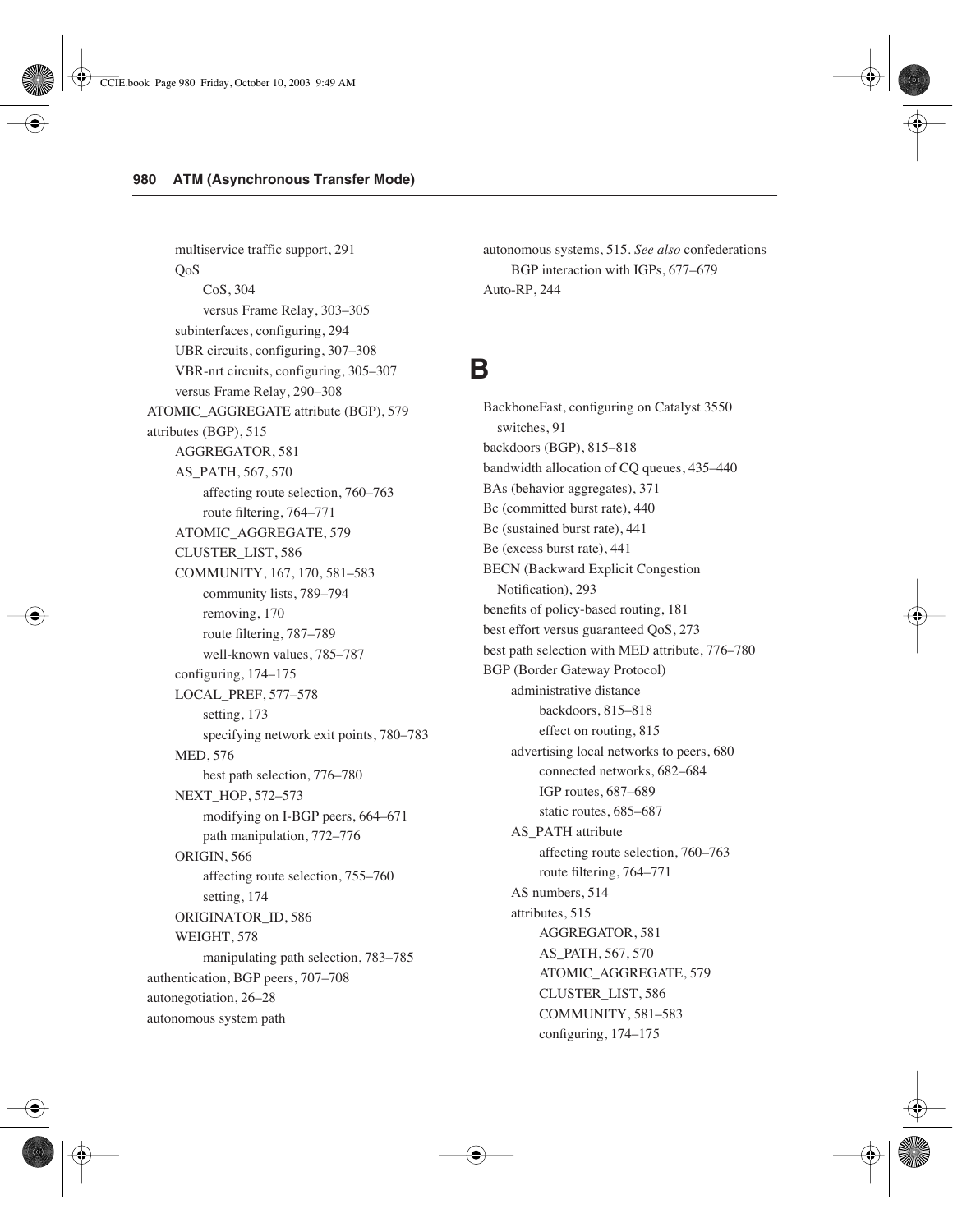- multiservice traffic support, 291
- QoS
  - CoS, 304
  - versus Frame Relay, 303–305
- subinterfaces, configuring, 294
- UBR circuits, configuring, 307–308
- VBR-nrt circuits, configuring, 305–307
- versus Frame Relay, 290–308

ATOMIC_AGGREGATE attribute (BGP), 579

attributes (BGP), 515
- AGGREGATOR, 581
- AS_PATH, 567, 570
  - affecting route selection, 760–763
  - route filtering, 764–771
- ATOMIC_AGGREGATE, 579
- CLUSTER_LIST, 586
- COMMUNITY, 167, 170, 581–583
  - community lists, 789–794
  - removing, 170
  - route filtering, 787–789
  - well-known values, 785–787
- configuring, 174–175
- LOCAL_PREF, 577–578
  - setting, 173
  - specifying network exit points, 780–783
- MED, 576
  - best path selection, 776–780
- NEXT_HOP, 572–573
  - modifying on I-BGP peers, 664–671
  - path manipulation, 772–776
- ORIGIN, 566
  - affecting route selection, 755–760
  - setting, 174
- ORIGINATOR_ID, 586
- WEIGHT, 578
  - manipulating path selection, 783–785

authentication, BGP peers, 707–708

autonegotiation, 26–28

autonomous system path

autonomous systems, 515. *See also* confederations
- BGP interaction with IGPs, 677–679

Auto-RP, 244

# B

BackboneFast, configuring on Catalyst 3550 switches, 91

backdoors (BGP), 815–818

bandwidth allocation of CQ queues, 435–440

BAs (behavior aggregates), 371

Bc (committed burst rate), 440

Bc (sustained burst rate), 441

Be (excess burst rate), 441

BECN (Backward Explicit Congestion Notification), 293

benefits of policy-based routing, 181

best effort versus guaranteed QoS, 273

best path selection with MED attribute, 776–780

BGP (Border Gateway Protocol)
- administrative distance
  - backdoors, 815–818
  - effect on routing, 815
- advertising local networks to peers, 680
  - connected networks, 682–684
  - IGP routes, 687–689
  - static routes, 685–687
- AS_PATH attribute
  - affecting route selection, 760–763
  - route filtering, 764–771
- AS numbers, 514
- attributes, 515
  - AGGREGATOR, 581
  - AS_PATH, 567, 570
  - ATOMIC_AGGREGATE, 579
  - CLUSTER_LIST, 586
  - COMMUNITY, 581–583
  - configuring, 174–175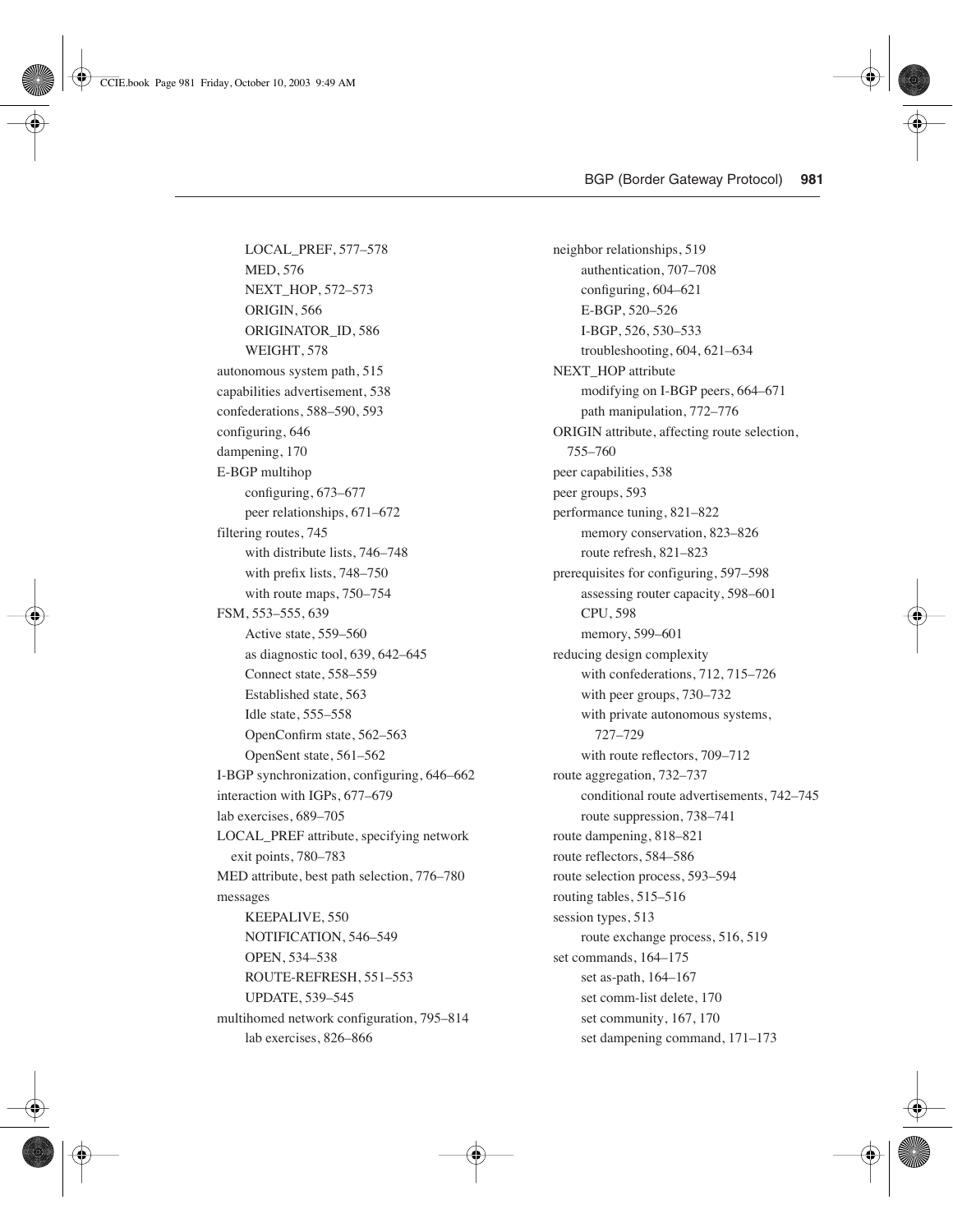- LOCAL_PREF, 577–578
  - MED, 576
  - NEXT_HOP, 572–573
  - ORIGIN, 566
  - ORIGINATOR_ID, 586
  - WEIGHT, 578
- autonomous system path, 515
- capabilities advertisement, 538
- confederations, 588–590, 593
- configuring, 646
- dampening, 170
- E-BGP multihop
  - configuring, 673–677
  - peer relationships, 671–672
- filtering routes, 745
  - with distribute lists, 746–748
  - with prefix lists, 748–750
  - with route maps, 750–754
- FSM, 553–555, 639
  - Active state, 559–560
  - as diagnostic tool, 639, 642–645
  - Connect state, 558–559
  - Established state, 563
  - Idle state, 555–558
  - OpenConfirm state, 562–563
  - OpenSent state, 561–562
- I-BGP synchronization, configuring, 646–662
- interaction with IGPs, 677–679
- lab exercises, 689–705
- LOCAL_PREF attribute, specifying network exit points, 780–783
- MED attribute, best path selection, 776–780
- messages
  - KEEPALIVE, 550
  - NOTIFICATION, 546–549
  - OPEN, 534–538
  - ROUTE-REFRESH, 551–553
  - UPDATE, 539–545
- multihomed network configuration, 795–814
  - lab exercises, 826–866
- neighbor relationships, 519
  - authentication, 707–708
  - configuring, 604–621
  - E-BGP, 520–526
  - I-BGP, 526, 530–533
  - troubleshooting, 604, 621–634
- NEXT_HOP attribute
  - modifying on I-BGP peers, 664–671
  - path manipulation, 772–776
- ORIGIN attribute, affecting route selection, 755–760
- peer capabilities, 538
- peer groups, 593
- performance tuning, 821–822
  - memory conservation, 823–826
  - route refresh, 821–823
- prerequisites for configuring, 597–598
  - assessing router capacity, 598–601
  - CPU, 598
  - memory, 599–601
- reducing design complexity
  - with confederations, 712, 715–726
  - with peer groups, 730–732
  - with private autonomous systems, 727–729
  - with route reflectors, 709–712
- route aggregation, 732–737
  - conditional route advertisements, 742–745
  - route suppression, 738–741
- route dampening, 818–821
- route reflectors, 584–586
- route selection process, 593–594
- routing tables, 515–516
- session types, 513
  - route exchange process, 516, 519
- set commands, 164–175
  - set as-path, 164–167
  - set comm-list delete, 170
  - set community, 167, 170
  - set dampening command, 171–173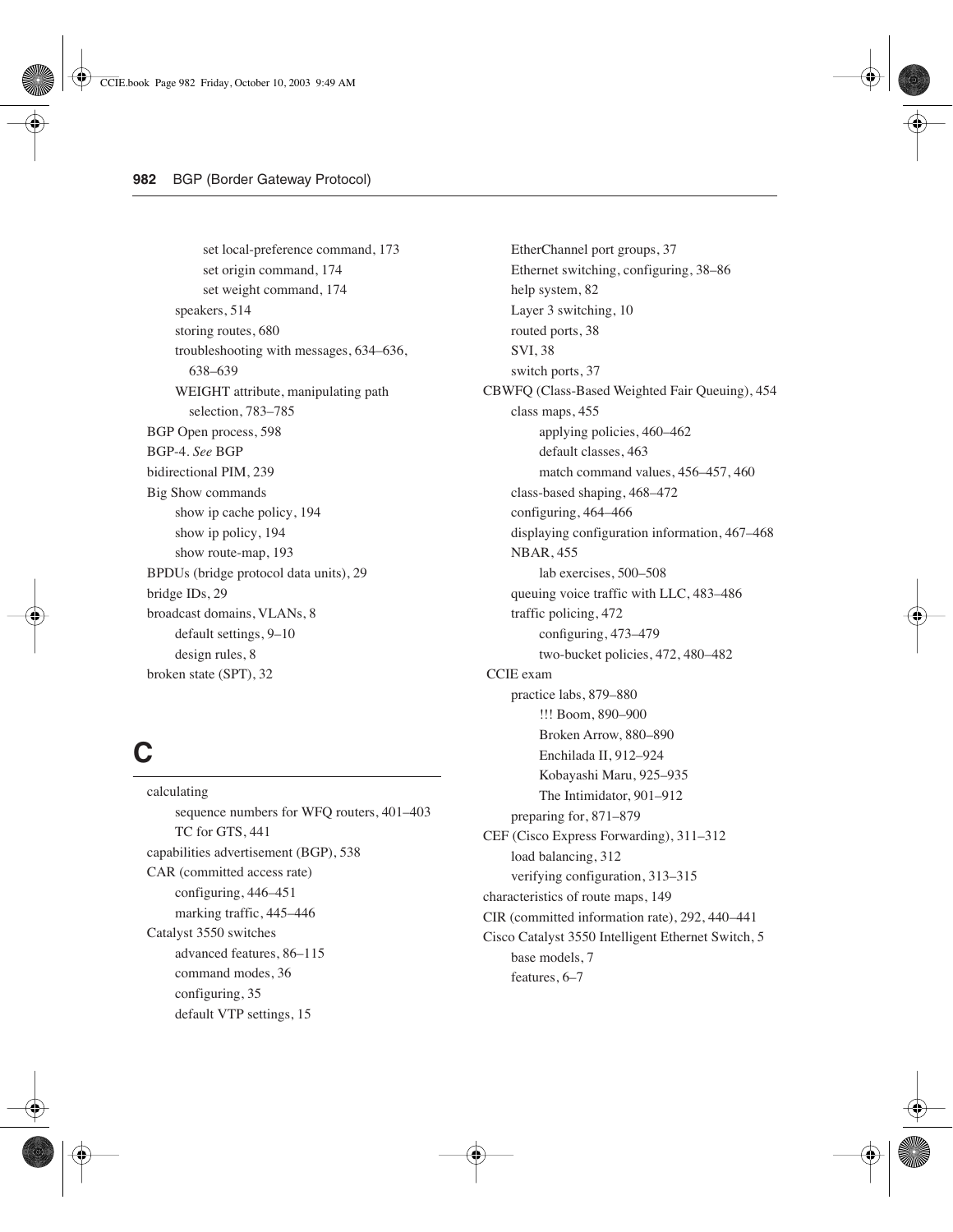set local-preference command, 173
set origin command, 174
set weight command, 174
speakers, 514
storing routes, 680
troubleshooting with messages, 634–636, 638–639
WEIGHT attribute, manipulating path selection, 783–785
BGP Open process, 598
BGP-4. *See* BGP
bidirectional PIM, 239
Big Show commands
show ip cache policy, 194
show ip policy, 194
show route-map, 193
BPDUs (bridge protocol data units), 29
bridge IDs, 29
broadcast domains, VLANs, 8
default settings, 9–10
design rules, 8
broken state (SPT), 32

# C

calculating
sequence numbers for WFQ routers, 401–403
TC for GTS, 441
capabilities advertisement (BGP), 538
CAR (committed access rate)
configuring, 446–451
marking traffic, 445–446
Catalyst 3550 switches
advanced features, 86–115
command modes, 36
configuring, 35
default VTP settings, 15
EtherChannel port groups, 37
Ethernet switching, configuring, 38–86
help system, 82
Layer 3 switching, 10
routed ports, 38
SVI, 38
switch ports, 37
CBWFQ (Class-Based Weighted Fair Queuing), 454
class maps, 455
applying policies, 460–462
default classes, 463
match command values, 456–457, 460
class-based shaping, 468–472
configuring, 464–466
displaying configuration information, 467–468
NBAR, 455
lab exercises, 500–508
queuing voice traffic with LLC, 483–486
traffic policing, 472
configuring, 473–479
two-bucket policies, 472, 480–482
CCIE exam
practice labs, 879–880
!!! Boom, 890–900
Broken Arrow, 880–890
Enchilada II, 912–924
Kobayashi Maru, 925–935
The Intimidator, 901–912
preparing for, 871–879
CEF (Cisco Express Forwarding), 311–312
load balancing, 312
verifying configuration, 313–315
characteristics of route maps, 149
CIR (committed information rate), 292, 440–441
Cisco Catalyst 3550 Intelligent Ethernet Switch, 5
base models, 7
features, 6–7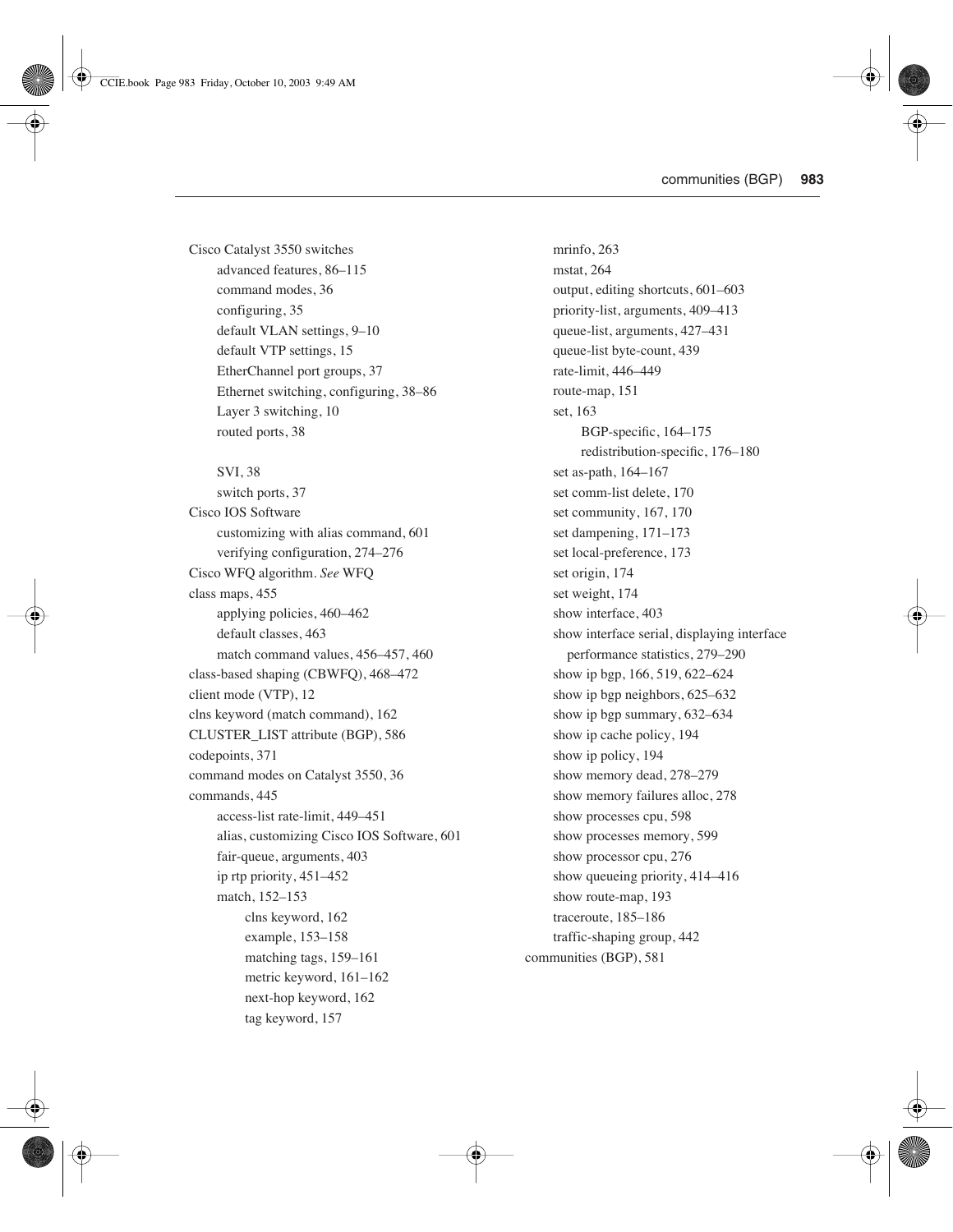Cisco Catalyst 3550 switches
  - advanced features, 86–115
  - command modes, 36
  - configuring, 35
  - default VLAN settings, 9–10
  - default VTP settings, 15
  - EtherChannel port groups, 37
  - Ethernet switching, configuring, 38–86
  - Layer 3 switching, 10
  - routed ports, 38
  - SVI, 38
  - switch ports, 37

Cisco IOS Software
  - customizing with alias command, 601
  - verifying configuration, 274–276

Cisco WFQ algorithm. *See* WFQ

class maps, 455
  - applying policies, 460–462
  - default classes, 463
  - match command values, 456–457, 460

class-based shaping (CBWFQ), 468–472

client mode (VTP), 12

clns keyword (match command), 162

CLUSTER_LIST attribute (BGP), 586

codepoints, 371

command modes on Catalyst 3550, 36

commands, 445
  - access-list rate-limit, 449–451
  - alias, customizing Cisco IOS Software, 601
  - fair-queue, arguments, 403
  - ip rtp priority, 451–452
  - match, 152–153
    - clns keyword, 162
    - example, 153–158
    - matching tags, 159–161
    - metric keyword, 161–162
    - next-hop keyword, 162
    - tag keyword, 157
  - mrinfo, 263
  - mstat, 264
  - output, editing shortcuts, 601–603
  - priority-list, arguments, 409–413
  - queue-list, arguments, 427–431
  - queue-list byte-count, 439
  - rate-limit, 446–449
  - route-map, 151
  - set, 163
    - BGP-specific, 164–175
    - redistribution-specific, 176–180
  - set as-path, 164–167
  - set comm-list delete, 170
  - set community, 167, 170
  - set dampening, 171–173
  - set local-preference, 173
  - set origin, 174
  - set weight, 174
  - show interface, 403
  - show interface serial, displaying interface performance statistics, 279–290
  - show ip bgp, 166, 519, 622–624
  - show ip bgp neighbors, 625–632
  - show ip bgp summary, 632–634
  - show ip cache policy, 194
  - show ip policy, 194
  - show memory dead, 278–279
  - show memory failures alloc, 278
  - show processes cpu, 598
  - show processes memory, 599
  - show processor cpu, 276
  - show queueing priority, 414–416
  - show route-map, 193
  - traceroute, 185–186
  - traffic-shaping group, 442

communities (BGP), 581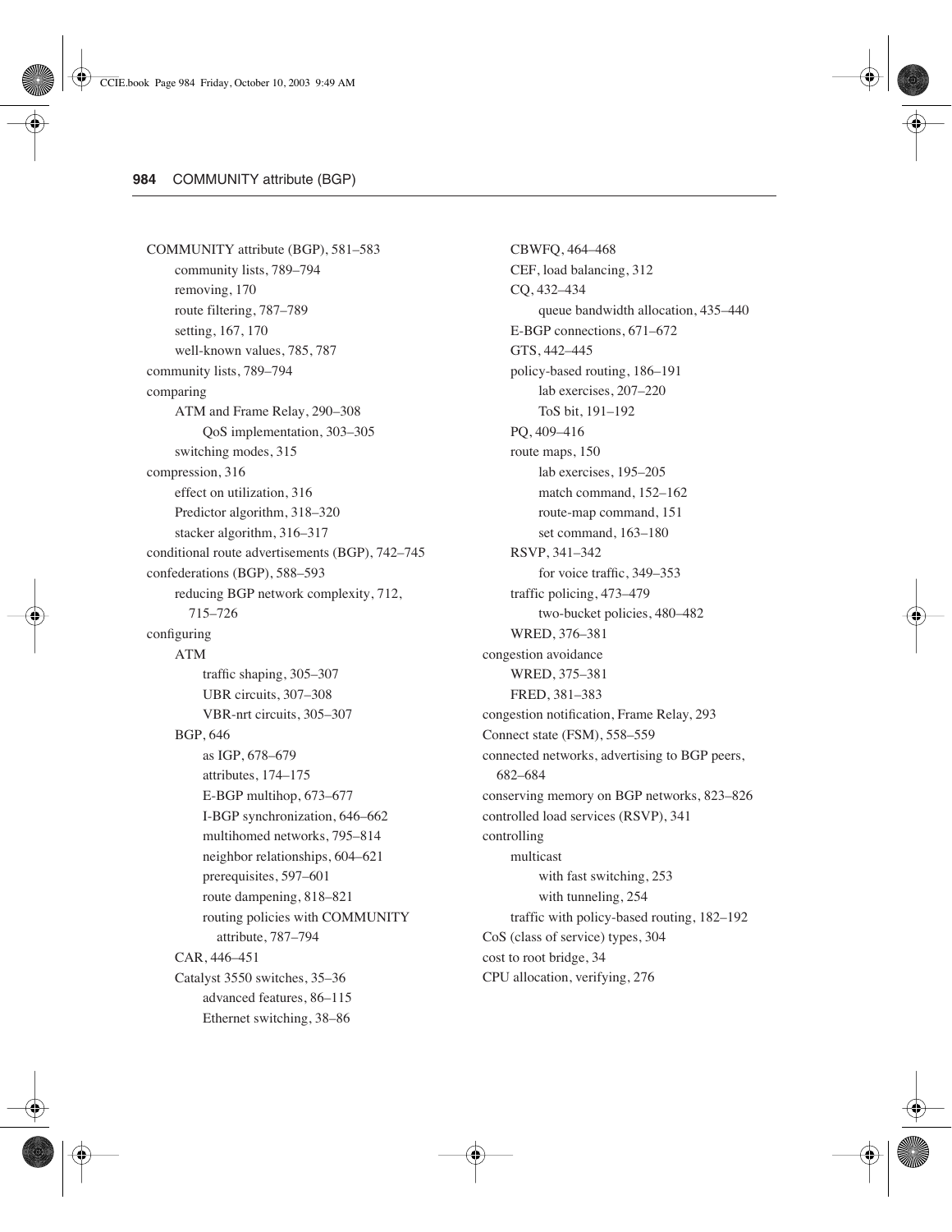COMMUNITY attribute (BGP), 581–583
- community lists, 789–794
- removing, 170
- route filtering, 787–789
- setting, 167, 170
- well-known values, 785, 787

community lists, 789–794

comparing
- ATM and Frame Relay, 290–308
  - QoS implementation, 303–305
- switching modes, 315

compression, 316
- effect on utilization, 316
- Predictor algorithm, 318–320
- stacker algorithm, 316–317

conditional route advertisements (BGP), 742–745

confederations (BGP), 588–593
- reducing BGP network complexity, 712, 715–726

configuring
- ATM
  - traffic shaping, 305–307
  - UBR circuits, 307–308
  - VBR-nrt circuits, 305–307
- BGP, 646
  - as IGP, 678–679
  - attributes, 174–175
  - E-BGP multihop, 673–677
  - I-BGP synchronization, 646–662
  - multihomed networks, 795–814
  - neighbor relationships, 604–621
  - prerequisites, 597–601
  - route dampening, 818–821
  - routing policies with COMMUNITY attribute, 787–794
- CAR, 446–451
- Catalyst 3550 switches, 35–36
  - advanced features, 86–115
  - Ethernet switching, 38–86
- CBWFQ, 464–468
- CEF, load balancing, 312
- CQ, 432–434
  - queue bandwidth allocation, 435–440
- E-BGP connections, 671–672
- GTS, 442–445
- policy-based routing, 186–191
  - lab exercises, 207–220
  - ToS bit, 191–192
- PQ, 409–416
- route maps, 150
  - lab exercises, 195–205
  - match command, 152–162
  - route-map command, 151
  - set command, 163–180
- RSVP, 341–342
  - for voice traffic, 349–353
- traffic policing, 473–479
  - two-bucket policies, 480–482
- WRED, 376–381

congestion avoidance
- WRED, 375–381
- FRED, 381–383

congestion notification, Frame Relay, 293

Connect state (FSM), 558–559

connected networks, advertising to BGP peers, 682–684

conserving memory on BGP networks, 823–826

controlled load services (RSVP), 341

controlling
- multicast
  - with fast switching, 253
  - with tunneling, 254
- traffic with policy-based routing, 182–192

CoS (class of service) types, 304

cost to root bridge, 34

CPU allocation, verifying, 276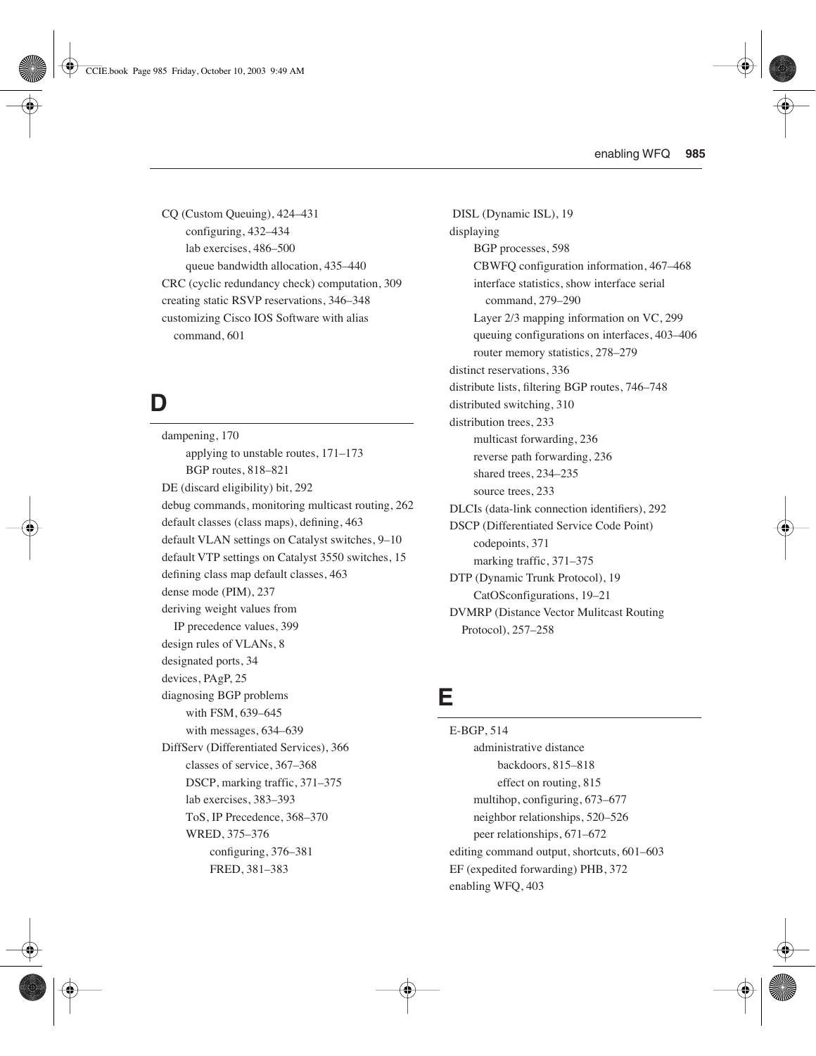CQ (Custom Queuing), 424–431
- configuring, 432–434
- lab exercises, 486–500
- queue bandwidth allocation, 435–440

CRC (cyclic redundancy check) computation, 309

creating static RSVP reservations, 346–348

customizing Cisco IOS Software with alias command, 601

## D

dampening, 170
- applying to unstable routes, 171–173
- BGP routes, 818–821

DE (discard eligibility) bit, 292

debug commands, monitoring multicast routing, 262

default classes (class maps), defining, 463

default VLAN settings on Catalyst switches, 9–10

default VTP settings on Catalyst 3550 switches, 15

defining class map default classes, 463

dense mode (PIM), 237

deriving weight values from IP precedence values, 399

design rules of VLANs, 8

designated ports, 34

devices, PAgP, 25

diagnosing BGP problems
- with FSM, 639–645
- with messages, 634–639

DiffServ (Differentiated Services), 366
- classes of service, 367–368
- DSCP, marking traffic, 371–375
- lab exercises, 383–393
- ToS, IP Precedence, 368–370
- WRED, 375–376
  - configuring, 376–381
  - FRED, 381–383

DISL (Dynamic ISL), 19

displaying
- BGP processes, 598
- CBWFQ configuration information, 467–468
- interface statistics, show interface serial command, 279–290
- Layer 2/3 mapping information on VC, 299
- queuing configurations on interfaces, 403–406
- router memory statistics, 278–279

distinct reservations, 336

distribute lists, filtering BGP routes, 746–748

distributed switching, 310

distribution trees, 233
- multicast forwarding, 236
- reverse path forwarding, 236
- shared trees, 234–235
- source trees, 233

DLCIs (data-link connection identifiers), 292

DSCP (Differentiated Service Code Point)
- codepoints, 371
- marking traffic, 371–375

DTP (Dynamic Trunk Protocol), 19
- CatOSconfigurations, 19–21

DVMRP (Distance Vector Mulitcast Routing Protocol), 257–258

## E

E-BGP, 514
- administrative distance
  - backdoors, 815–818
  - effect on routing, 815
- multihop, configuring, 673–677
- neighbor relationships, 520–526
- peer relationships, 671–672

editing command output, shortcuts, 601–603

EF (expedited forwarding) PHB, 372

enabling WFQ, 403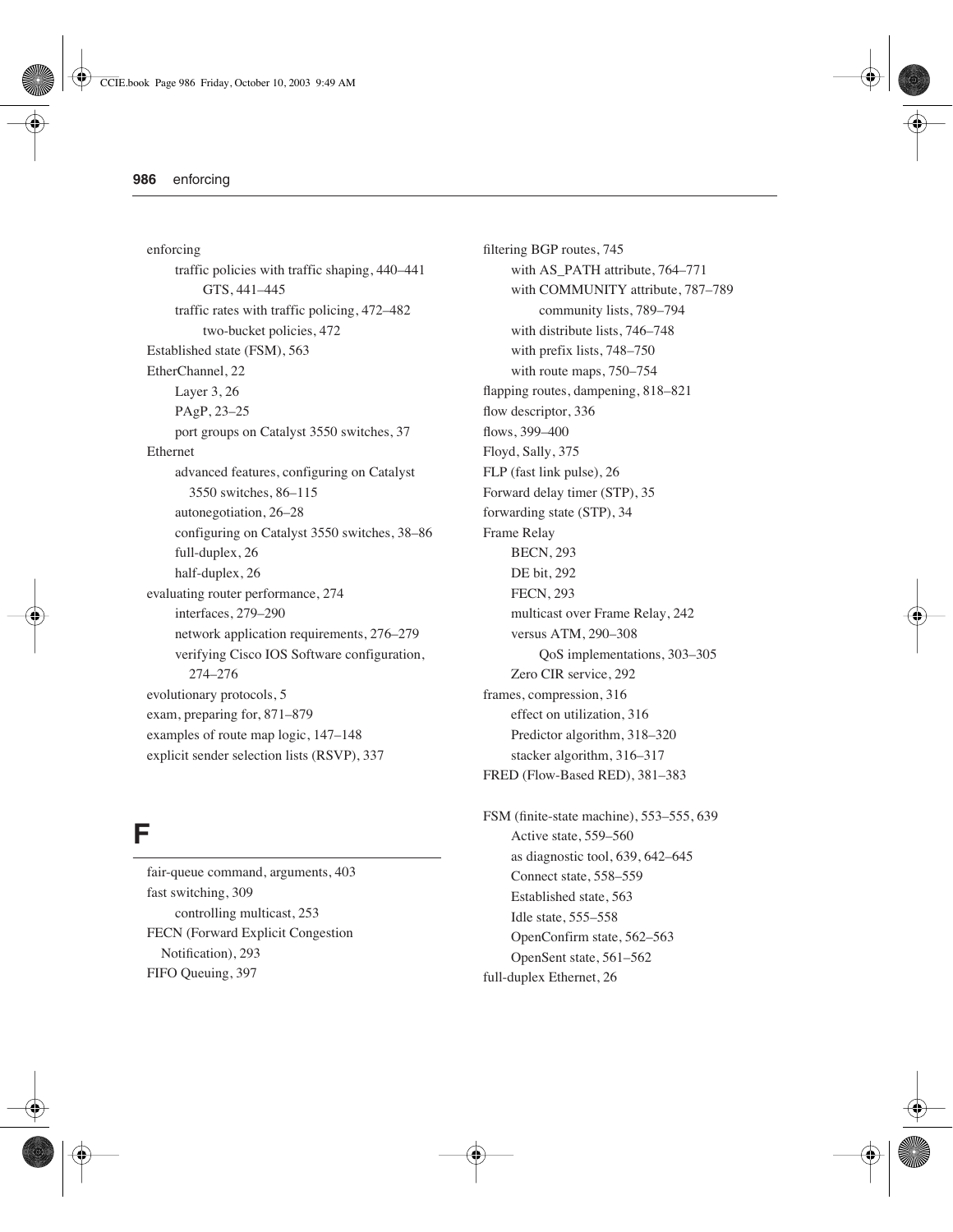enforcing
- traffic policies with traffic shaping, 440–441
  - GTS, 441–445
- traffic rates with traffic policing, 472–482
  - two-bucket policies, 472

Established state (FSM), 563

EtherChannel, 22
- Layer 3, 26
- PAgP, 23–25
- port groups on Catalyst 3550 switches, 37

Ethernet
- advanced features, configuring on Catalyst 3550 switches, 86–115
- autonegotiation, 26–28
- configuring on Catalyst 3550 switches, 38–86
- full-duplex, 26
- half-duplex, 26

evaluating router performance, 274
- interfaces, 279–290
- network application requirements, 276–279
- verifying Cisco IOS Software configuration, 274–276

evolutionary protocols, 5

exam, preparing for, 871–879

examples of route map logic, 147–148

explicit sender selection lists (RSVP), 337

# F

fair-queue command, arguments, 403

fast switching, 309
- controlling multicast, 253

FECN (Forward Explicit Congestion Notification), 293

FIFO Queuing, 397

filtering BGP routes, 745
- with AS_PATH attribute, 764–771
- with COMMUNITY attribute, 787–789
  - community lists, 789–794
- with distribute lists, 746–748
- with prefix lists, 748–750
- with route maps, 750–754

flapping routes, dampening, 818–821

flow descriptor, 336

flows, 399–400

Floyd, Sally, 375

FLP (fast link pulse), 26

Forward delay timer (STP), 35

forwarding state (STP), 34

Frame Relay
- BECN, 293
- DE bit, 292
- FECN, 293
- multicast over Frame Relay, 242
- versus ATM, 290–308
  - QoS implementations, 303–305
- Zero CIR service, 292

frames, compression, 316
- effect on utilization, 316
- Predictor algorithm, 318–320
- stacker algorithm, 316–317

FRED (Flow-Based RED), 381–383

FSM (finite-state machine), 553–555, 639
- Active state, 559–560
- as diagnostic tool, 639, 642–645
- Connect state, 558–559
- Established state, 563
- Idle state, 555–558
- OpenConfirm state, 562–563
- OpenSent state, 561–562

full-duplex Ethernet, 26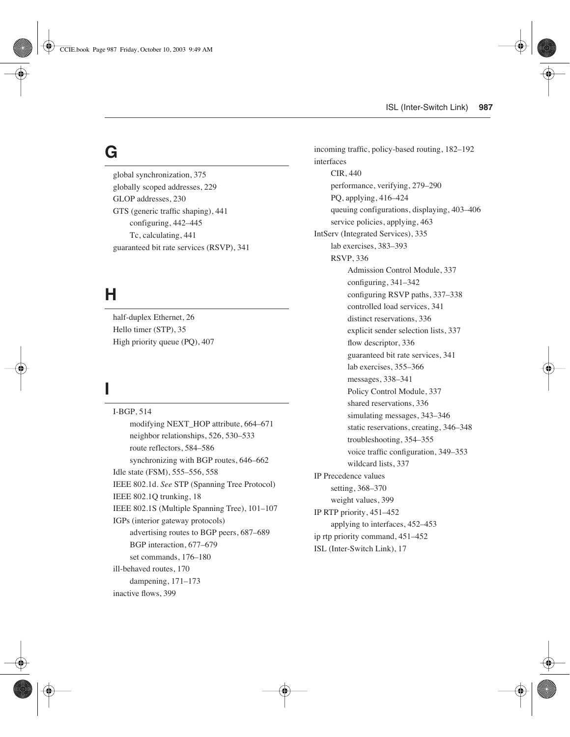## G

global synchronization, 375
globally scoped addresses, 229
GLOP addresses, 230
GTS (generic traffic shaping), 441
 configuring, 442–445
 Tc, calculating, 441
guaranteed bit rate services (RSVP), 341

## H

half-duplex Ethernet, 26
Hello timer (STP), 35
High priority queue (PQ), 407

## I

I-BGP, 514
 modifying NEXT_HOP attribute, 664–671
 neighbor relationships, 526, 530–533
 route reflectors, 584–586
 synchronizing with BGP routes, 646–662
Idle state (FSM), 555–556, 558
IEEE 802.1d. *See* STP (Spanning Tree Protocol)
IEEE 802.1Q trunking, 18
IEEE 802.1S (Multiple Spanning Tree), 101–107
IGPs (interior gateway protocols)
 advertising routes to BGP peers, 687–689
 BGP interaction, 677–679
 set commands, 176–180
ill-behaved routes, 170
 dampening, 171–173
inactive flows, 399
incoming traffic, policy-based routing, 182–192
interfaces
 CIR, 440
 performance, verifying, 279–290
 PQ, applying, 416–424
 queuing configurations, displaying, 403–406
 service policies, applying, 463
IntServ (Integrated Services), 335
 lab exercises, 383–393
 RSVP, 336
  Admission Control Module, 337
  configuring, 341–342
  configuring RSVP paths, 337–338
  controlled load services, 341
  distinct reservations, 336
  explicit sender selection lists, 337
  flow descriptor, 336
  guaranteed bit rate services, 341
  lab exercises, 355–366
  messages, 338–341
  Policy Control Module, 337
  shared reservations, 336
  simulating messages, 343–346
  static reservations, creating, 346–348
  troubleshooting, 354–355
  voice traffic configuration, 349–353
  wildcard lists, 337
IP Precedence values
 setting, 368–370
 weight values, 399
IP RTP priority, 451–452
 applying to interfaces, 452–453
ip rtp priority command, 451–452
ISL (Inter-Switch Link), 17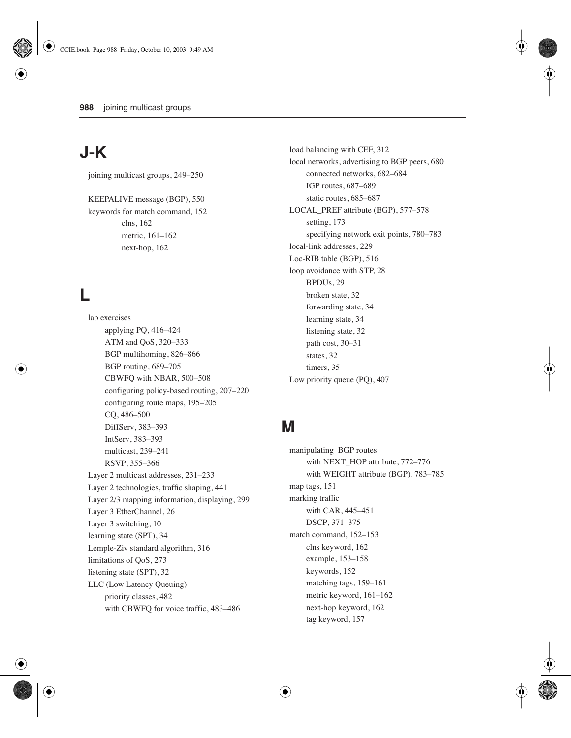## J-K

joining multicast groups, 249–250

KEEPALIVE message (BGP), 550
keywords for match command, 152
- clns, 162
- metric, 161–162
- next-hop, 162

## L

lab exercises
- applying PQ, 416–424
- ATM and QoS, 320–333
- BGP multihoming, 826–866
- BGP routing, 689–705
- CBWFQ with NBAR, 500–508
- configuring policy-based routing, 207–220
- configuring route maps, 195–205
- CQ, 486–500
- DiffServ, 383–393
- IntServ, 383–393
- multicast, 239–241
- RSVP, 355–366

Layer 2 multicast addresses, 231–233
Layer 2 technologies, traffic shaping, 441
Layer 2/3 mapping information, displaying, 299
Layer 3 EtherChannel, 26
Layer 3 switching, 10
learning state (SPT), 34
Lemple-Ziv standard algorithm, 316
limitations of QoS, 273
listening state (SPT), 32
LLC (Low Latency Queuing)
- priority classes, 482
- with CBWFQ for voice traffic, 483–486

load balancing with CEF, 312
local networks, advertising to BGP peers, 680
- connected networks, 682–684
- IGP routes, 687–689
- static routes, 685–687

LOCAL_PREF attribute (BGP), 577–578
- setting, 173
- specifying network exit points, 780–783

local-link addresses, 229
Loc-RIB table (BGP), 516
loop avoidance with STP, 28
- BPDUs, 29
- broken state, 32
- forwarding state, 34
- learning state, 34
- listening state, 32
- path cost, 30–31
- states, 32
- timers, 35

Low priority queue (PQ), 407

## M

manipulating BGP routes
- with NEXT_HOP attribute, 772–776
- with WEIGHT attribute (BGP), 783–785

map tags, 151
marking traffic
- with CAR, 445–451
- DSCP, 371–375

match command, 152–153
- clns keyword, 162
- example, 153–158
- keywords, 152
- matching tags, 159–161
- metric keyword, 161–162
- next-hop keyword, 162
- tag keyword, 157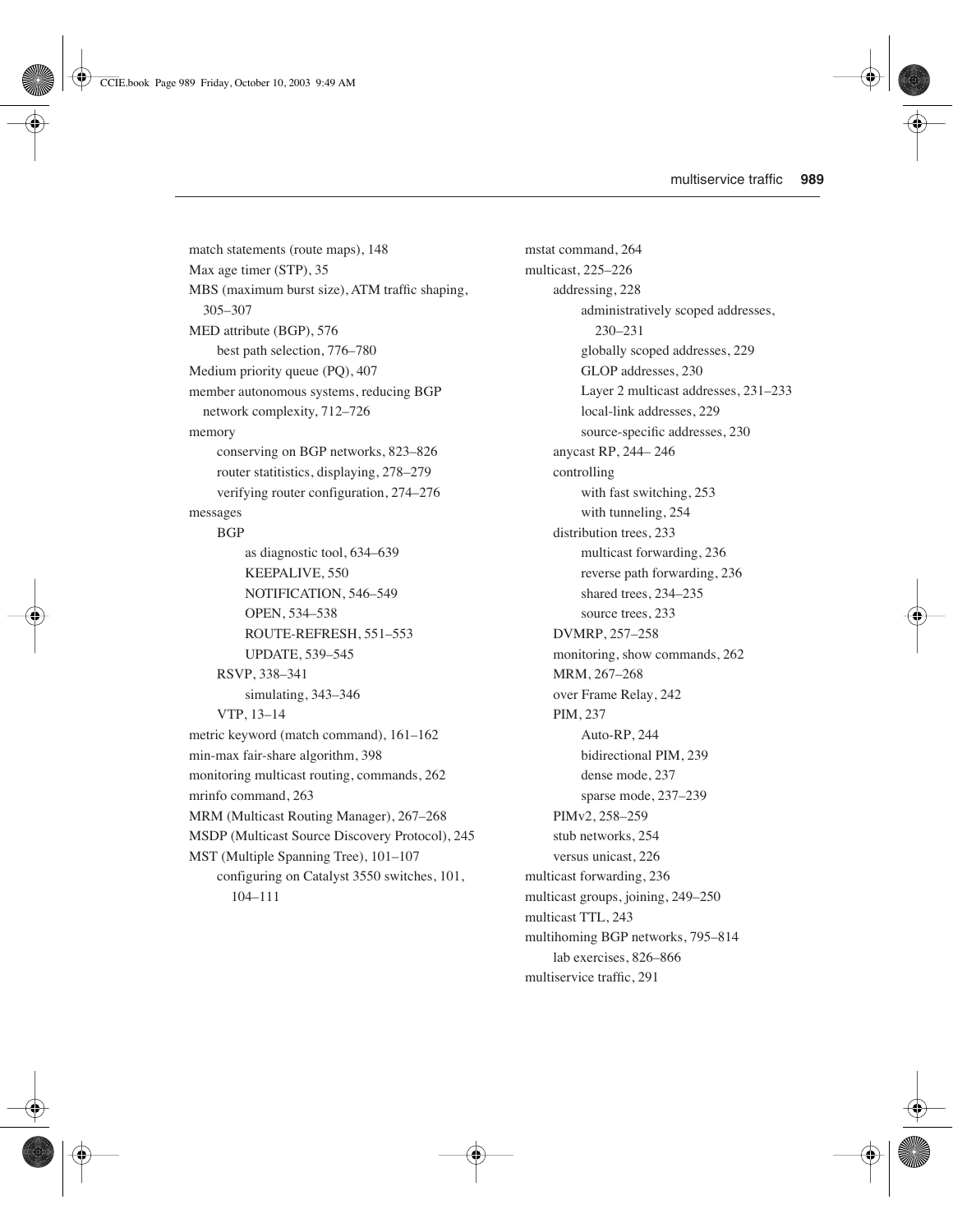match statements (route maps), 148
Max age timer (STP), 35
MBS (maximum burst size), ATM traffic shaping, 305–307
MED attribute (BGP), 576
- best path selection, 776–780

Medium priority queue (PQ), 407
member autonomous systems, reducing BGP network complexity, 712–726
memory
- conserving on BGP networks, 823–826
- router statitistics, displaying, 278–279
- verifying router configuration, 274–276

messages
- BGP
  - as diagnostic tool, 634–639
  - KEEPALIVE, 550
  - NOTIFICATION, 546–549
  - OPEN, 534–538
  - ROUTE-REFRESH, 551–553
  - UPDATE, 539–545
- RSVP, 338–341
  - simulating, 343–346
- VTP, 13–14

metric keyword (match command), 161–162
min-max fair-share algorithm, 398
monitoring multicast routing, commands, 262
mrinfo command, 263
MRM (Multicast Routing Manager), 267–268
MSDP (Multicast Source Discovery Protocol), 245
MST (Multiple Spanning Tree), 101–107
- configuring on Catalyst 3550 switches, 101, 104–111

mstat command, 264
multicast, 225–226
- addressing, 228
  - administratively scoped addresses, 230–231
  - globally scoped addresses, 229
  - GLOP addresses, 230
  - Layer 2 multicast addresses, 231–233
  - local-link addresses, 229
  - source-specific addresses, 230
- anycast RP, 244– 246
- controlling
  - with fast switching, 253
  - with tunneling, 254
- distribution trees, 233
  - multicast forwarding, 236
  - reverse path forwarding, 236
  - shared trees, 234–235
  - source trees, 233
- DVMRP, 257–258
- monitoring, show commands, 262
- MRM, 267–268
- over Frame Relay, 242
- PIM, 237
  - Auto-RP, 244
  - bidirectional PIM, 239
  - dense mode, 237
  - sparse mode, 237–239
- PIMv2, 258–259
- stub networks, 254
- versus unicast, 226

multicast forwarding, 236
multicast groups, joining, 249–250
multicast TTL, 243
multihoming BGP networks, 795–814
- lab exercises, 826–866

multiservice traffic, 291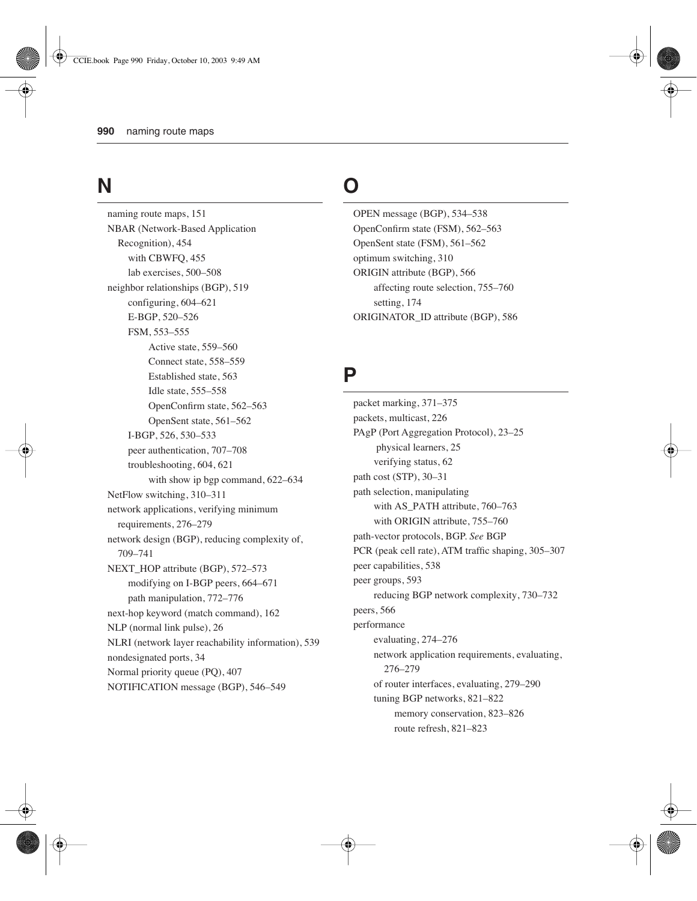# N

- naming route maps, 151
- NBAR (Network-Based Application Recognition), 454
  - with CBWFQ, 455
  - lab exercises, 500–508
- neighbor relationships (BGP), 519
  - configuring, 604–621
  - E-BGP, 520–526
  - FSM, 553–555
    - Active state, 559–560
    - Connect state, 558–559
    - Established state, 563
    - Idle state, 555–558
    - OpenConfirm state, 562–563
    - OpenSent state, 561–562
  - I-BGP, 526, 530–533
  - peer authentication, 707–708
  - troubleshooting, 604, 621
    - with show ip bgp command, 622–634
- NetFlow switching, 310–311
- network applications, verifying minimum requirements, 276–279
- network design (BGP), reducing complexity of, 709–741
- NEXT_HOP attribute (BGP), 572–573
  - modifying on I-BGP peers, 664–671
  - path manipulation, 772–776
- next-hop keyword (match command), 162
- NLP (normal link pulse), 26
- NLRI (network layer reachability information), 539
- nondesignated ports, 34
- Normal priority queue (PQ), 407
- NOTIFICATION message (BGP), 546–549

# O

- OPEN message (BGP), 534–538
- OpenConfirm state (FSM), 562–563
- OpenSent state (FSM), 561–562
- optimum switching, 310
- ORIGIN attribute (BGP), 566
  - affecting route selection, 755–760
  - setting, 174
- ORIGINATOR_ID attribute (BGP), 586

# P

- packet marking, 371–375
- packets, multicast, 226
- PAgP (Port Aggregation Protocol), 23–25
  - physical learners, 25
  - verifying status, 62
- path cost (STP), 30–31
- path selection, manipulating
  - with AS_PATH attribute, 760–763
  - with ORIGIN attribute, 755–760
- path-vector protocols, BGP. *See* BGP
- PCR (peak cell rate), ATM traffic shaping, 305–307
- peer capabilities, 538
- peer groups, 593
  - reducing BGP network complexity, 730–732
- peers, 566
- performance
  - evaluating, 274–276
  - network application requirements, evaluating, 276–279
  - of router interfaces, evaluating, 279–290
  - tuning BGP networks, 821–822
    - memory conservation, 823–826
    - route refresh, 821–823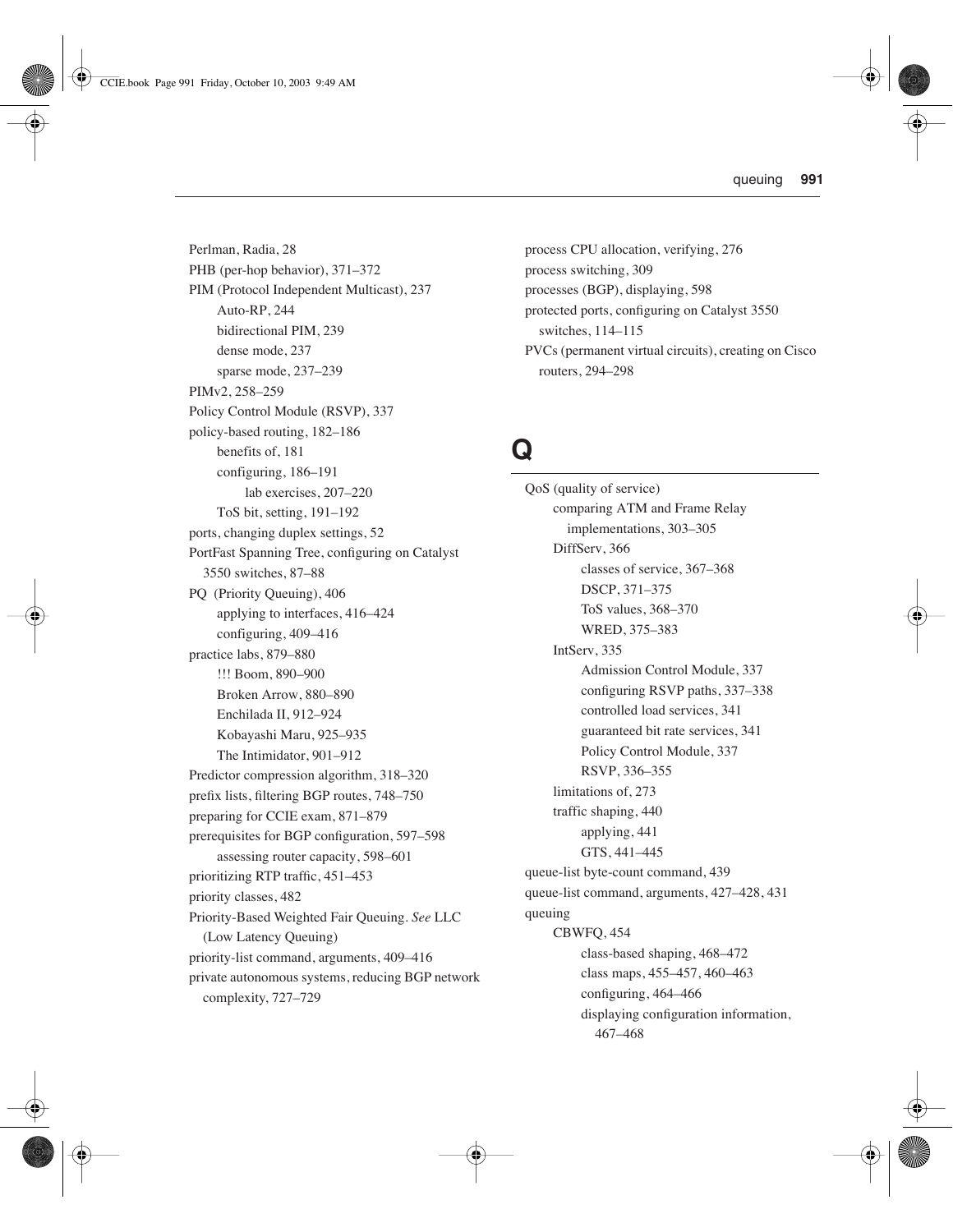Perlman, Radia, 28
PHB (per-hop behavior), 371–372
PIM (Protocol Independent Multicast), 237
- Auto-RP, 244
- bidirectional PIM, 239
- dense mode, 237
- sparse mode, 237–239

PIMv2, 258–259
Policy Control Module (RSVP), 337
policy-based routing, 182–186
- benefits of, 181
- configuring, 186–191
  - lab exercises, 207–220
- ToS bit, setting, 191–192

ports, changing duplex settings, 52
PortFast Spanning Tree, configuring on Catalyst 3550 switches, 87–88
PQ (Priority Queuing), 406
- applying to interfaces, 416–424
- configuring, 409–416

practice labs, 879–880
- !!! Boom, 890–900
- Broken Arrow, 880–890
- Enchilada II, 912–924
- Kobayashi Maru, 925–935
- The Intimidator, 901–912

Predictor compression algorithm, 318–320
prefix lists, filtering BGP routes, 748–750
preparing for CCIE exam, 871–879
prerequisites for BGP configuration, 597–598
- assessing router capacity, 598–601

prioritizing RTP traffic, 451–453
priority classes, 482
Priority-Based Weighted Fair Queuing. *See* LLC (Low Latency Queuing)
priority-list command, arguments, 409–416
private autonomous systems, reducing BGP network complexity, 727–729
process CPU allocation, verifying, 276
process switching, 309
processes (BGP), displaying, 598
protected ports, configuring on Catalyst 3550 switches, 114–115
PVCs (permanent virtual circuits), creating on Cisco routers, 294–298

# Q

QoS (quality of service)
- comparing ATM and Frame Relay implementations, 303–305
- DiffServ, 366
  - classes of service, 367–368
  - DSCP, 371–375
  - ToS values, 368–370
  - WRED, 375–383
- IntServ, 335
  - Admission Control Module, 337
  - configuring RSVP paths, 337–338
  - controlled load services, 341
  - guaranteed bit rate services, 341
  - Policy Control Module, 337
  - RSVP, 336–355
- limitations of, 273
- traffic shaping, 440
  - applying, 441
  - GTS, 441–445

queue-list byte-count command, 439
queue-list command, arguments, 427–428, 431
queuing
- CBWFQ, 454
  - class-based shaping, 468–472
  - class maps, 455–457, 460–463
  - configuring, 464–466
  - displaying configuration information, 467–468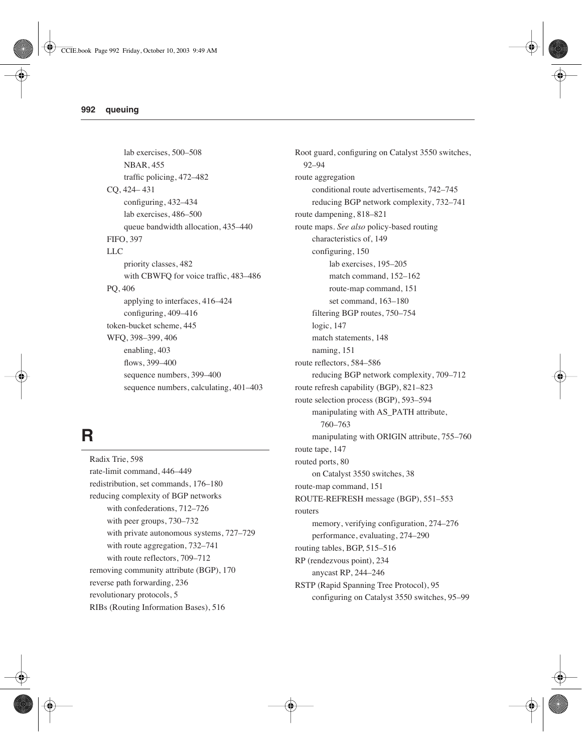- lab exercises, 500–508
    - NBAR, 455
    - traffic policing, 472–482
- CQ, 424– 431
    - configuring, 432–434
    - lab exercises, 486–500
    - queue bandwidth allocation, 435–440
- FIFO, 397
- LLC
    - priority classes, 482
    - with CBWFQ for voice traffic, 483–486
- PQ, 406
    - applying to interfaces, 416–424
    - configuring, 409–416
- token-bucket scheme, 445
- WFQ, 398–399, 406
    - enabling, 403
    - flows, 399–400
    - sequence numbers, 399–400
    - sequence numbers, calculating, 401–403

# R

- Radix Trie, 598
- rate-limit command, 446–449
- redistribution, set commands, 176–180
- reducing complexity of BGP networks
    - with confederations, 712–726
    - with peer groups, 730–732
    - with private autonomous systems, 727–729
    - with route aggregation, 732–741
    - with route reflectors, 709–712
- removing community attribute (BGP), 170
- reverse path forwarding, 236
- revolutionary protocols, 5
- RIBs (Routing Information Bases), 516
- Root guard, configuring on Catalyst 3550 switches, 92–94
- route aggregation
    - conditional route advertisements, 742–745
    - reducing BGP network complexity, 732–741
- route dampening, 818–821
- route maps. *See also* policy-based routing
    - characteristics of, 149
    - configuring, 150
        - lab exercises, 195–205
        - match command, 152–162
        - route-map command, 151
        - set command, 163–180
    - filtering BGP routes, 750–754
    - logic, 147
    - match statements, 148
    - naming, 151
- route reflectors, 584–586
    - reducing BGP network complexity, 709–712
- route refresh capability (BGP), 821–823
- route selection process (BGP), 593–594
    - manipulating with AS_PATH attribute, 760–763
    - manipulating with ORIGIN attribute, 755–760
- route tape, 147
- routed ports, 80
    - on Catalyst 3550 switches, 38
- route-map command, 151
- ROUTE-REFRESH message (BGP), 551–553
- routers
    - memory, verifying configuration, 274–276
    - performance, evaluating, 274–290
- routing tables, BGP, 515–516
- RP (rendezvous point), 234
    - anycast RP, 244–246
- RSTP (Rapid Spanning Tree Protocol), 95
    - configuring on Catalyst 3550 switches, 95–99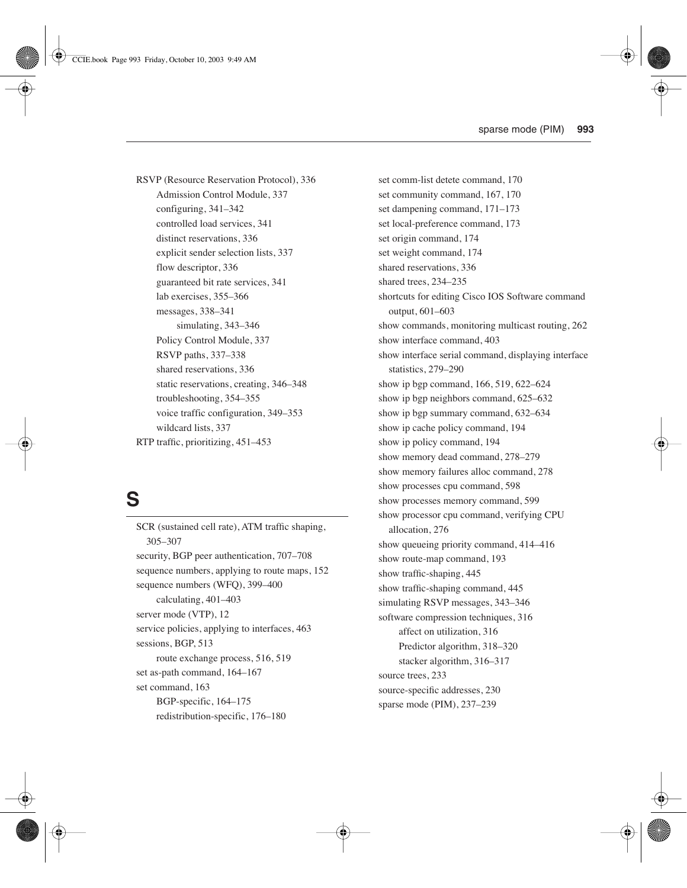RSVP (Resource Reservation Protocol), 336
- Admission Control Module, 337
- configuring, 341–342
- controlled load services, 341
- distinct reservations, 336
- explicit sender selection lists, 337
- flow descriptor, 336
- guaranteed bit rate services, 341
- lab exercises, 355–366
- messages, 338–341
  - simulating, 343–346
- Policy Control Module, 337
- RSVP paths, 337–338
- shared reservations, 336
- static reservations, creating, 346–348
- troubleshooting, 354–355
- voice traffic configuration, 349–353
- wildcard lists, 337

RTP traffic, prioritizing, 451–453

# S

SCR (sustained cell rate), ATM traffic shaping, 305–307

security, BGP peer authentication, 707–708

sequence numbers, applying to route maps, 152

sequence numbers (WFQ), 399–400
- calculating, 401–403

server mode (VTP), 12

service policies, applying to interfaces, 463

sessions, BGP, 513
- route exchange process, 516, 519

set as-path command, 164–167

set command, 163
- BGP-specific, 164–175
- redistribution-specific, 176–180

set comm-list detete command, 170

set community command, 167, 170

set dampening command, 171–173

set local-preference command, 173

set origin command, 174

set weight command, 174

shared reservations, 336

shared trees, 234–235

shortcuts for editing Cisco IOS Software command output, 601–603

show commands, monitoring multicast routing, 262

show interface command, 403

show interface serial command, displaying interface statistics, 279–290

show ip bgp command, 166, 519, 622–624

show ip bgp neighbors command, 625–632

show ip bgp summary command, 632–634

show ip cache policy command, 194

show ip policy command, 194

show memory dead command, 278–279

show memory failures alloc command, 278

show processes cpu command, 598

show processes memory command, 599

show processor cpu command, verifying CPU allocation, 276

show queueing priority command, 414–416

show route-map command, 193

show traffic-shaping, 445

show traffic-shaping command, 445

simulating RSVP messages, 343–346

software compression techniques, 316
- affect on utilization, 316
- Predictor algorithm, 318–320
- stacker algorithm, 316–317

source trees, 233

source-specific addresses, 230

sparse mode (PIM), 237–239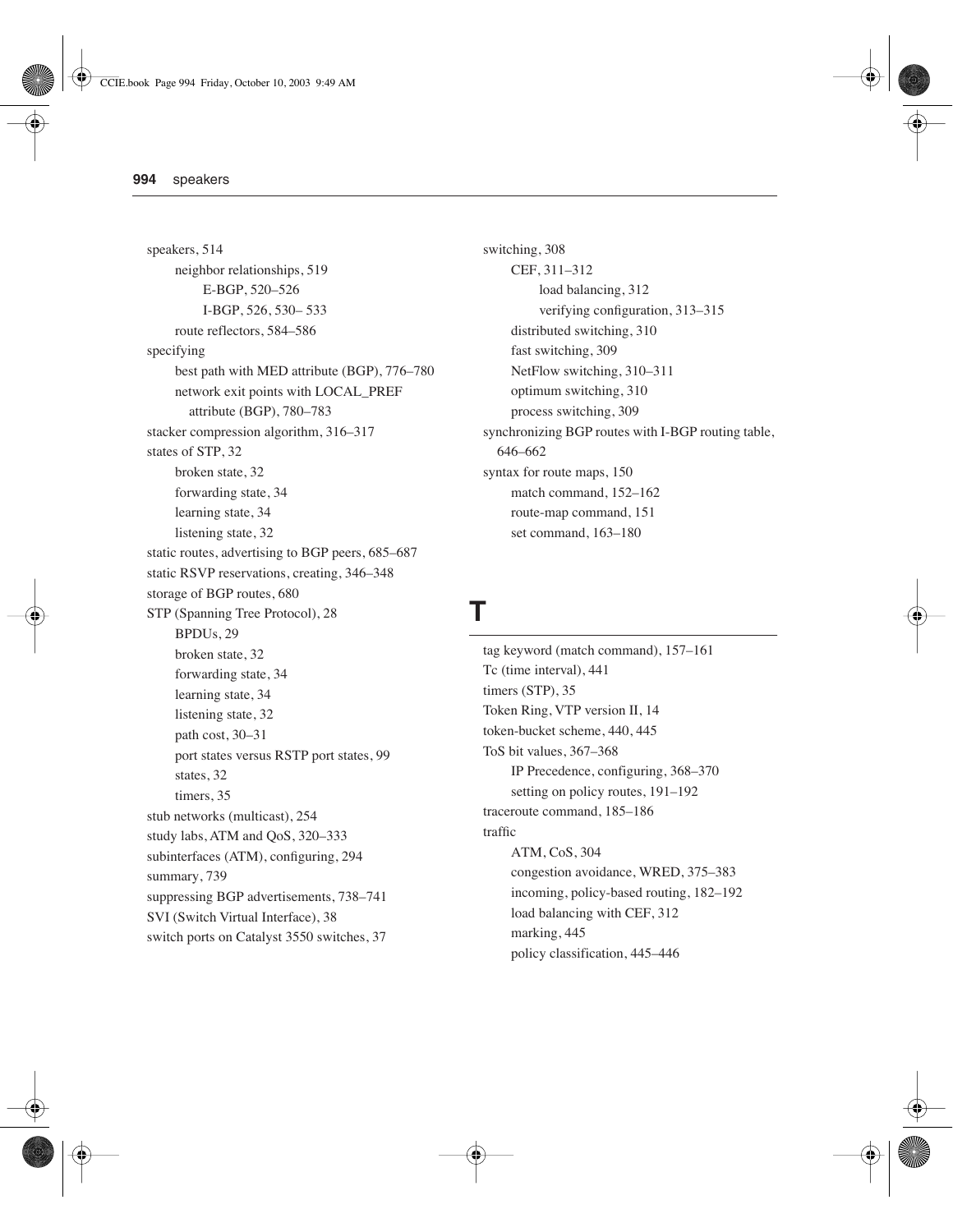speakers, 514
- neighbor relationships, 519
  - E-BGP, 520–526
  - I-BGP, 526, 530– 533
- route reflectors, 584–586

specifying
- best path with MED attribute (BGP), 776–780
- network exit points with LOCAL_PREF attribute (BGP), 780–783

stacker compression algorithm, 316–317

states of STP, 32
- broken state, 32
- forwarding state, 34
- learning state, 34
- listening state, 32

static routes, advertising to BGP peers, 685–687

static RSVP reservations, creating, 346–348

storage of BGP routes, 680

STP (Spanning Tree Protocol), 28
- BPDUs, 29
- broken state, 32
- forwarding state, 34
- learning state, 34
- listening state, 32
- path cost, 30–31
- port states versus RSTP port states, 99
- states, 32
- timers, 35

stub networks (multicast), 254

study labs, ATM and QoS, 320–333

subinterfaces (ATM), configuring, 294

summary, 739

suppressing BGP advertisements, 738–741

SVI (Switch Virtual Interface), 38

switch ports on Catalyst 3550 switches, 37

switching, 308
- CEF, 311–312
  - load balancing, 312
  - verifying configuration, 313–315
- distributed switching, 310
- fast switching, 309
- NetFlow switching, 310–311
- optimum switching, 310
- process switching, 309

synchronizing BGP routes with I-BGP routing table, 646–662

syntax for route maps, 150
- match command, 152–162
- route-map command, 151
- set command, 163–180

# T

tag keyword (match command), 157–161

Tc (time interval), 441

timers (STP), 35

Token Ring, VTP version II, 14

token-bucket scheme, 440, 445

ToS bit values, 367–368
- IP Precedence, configuring, 368–370
- setting on policy routes, 191–192

traceroute command, 185–186

traffic
- ATM, CoS, 304
- congestion avoidance, WRED, 375–383
- incoming, policy-based routing, 182–192
- load balancing with CEF, 312
- marking, 445
- policy classification, 445–446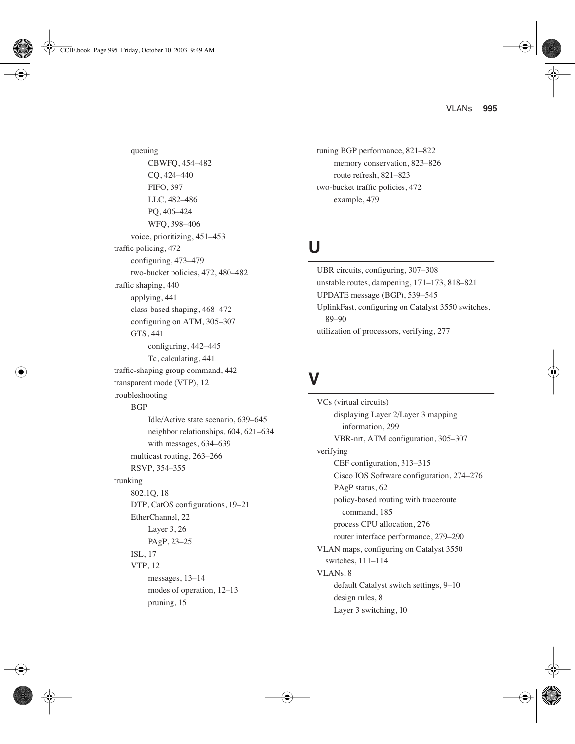- queuing
  - CBWFQ, 454–482
  - CQ, 424–440
  - FIFO, 397
  - LLC, 482–486
  - PQ, 406–424
  - WFQ, 398–406
- voice, prioritizing, 451–453

traffic policing, 472
- configuring, 473–479
- two-bucket policies, 472, 480–482

traffic shaping, 440
- applying, 441
- class-based shaping, 468–472
- configuring on ATM, 305–307
- GTS, 441
  - configuring, 442–445
  - Tc, calculating, 441

traffic-shaping group command, 442

transparent mode (VTP), 12

troubleshooting
- BGP
  - Idle/Active state scenario, 639–645
  - neighbor relationships, 604, 621–634
  - with messages, 634–639
- multicast routing, 263–266
- RSVP, 354–355

trunking
- 802.1Q, 18
- DTP, CatOS configurations, 19–21
- EtherChannel, 22
  - Layer 3, 26
  - PAgP, 23–25
- ISL, 17
- VTP, 12
  - messages, 13–14
  - modes of operation, 12–13
  - pruning, 15

tuning BGP performance, 821–822
- memory conservation, 823–826
- route refresh, 821–823

two-bucket traffic policies, 472
- example, 479

# U

UBR circuits, configuring, 307–308

unstable routes, dampening, 171–173, 818–821

UPDATE message (BGP), 539–545

UplinkFast, configuring on Catalyst 3550 switches, 89–90

utilization of processors, verifying, 277

# V

VCs (virtual circuits)
- displaying Layer 2/Layer 3 mapping information, 299
- VBR-nrt, ATM configuration, 305–307

verifying
- CEF configuration, 313–315
- Cisco IOS Software configuration, 274–276
- PAgP status, 62
- policy-based routing with traceroute command, 185
- process CPU allocation, 276
- router interface performance, 279–290

VLAN maps, configuring on Catalyst 3550 switches, 111–114

VLANs, 8
- default Catalyst switch settings, 9–10
- design rules, 8
- Layer 3 switching, 10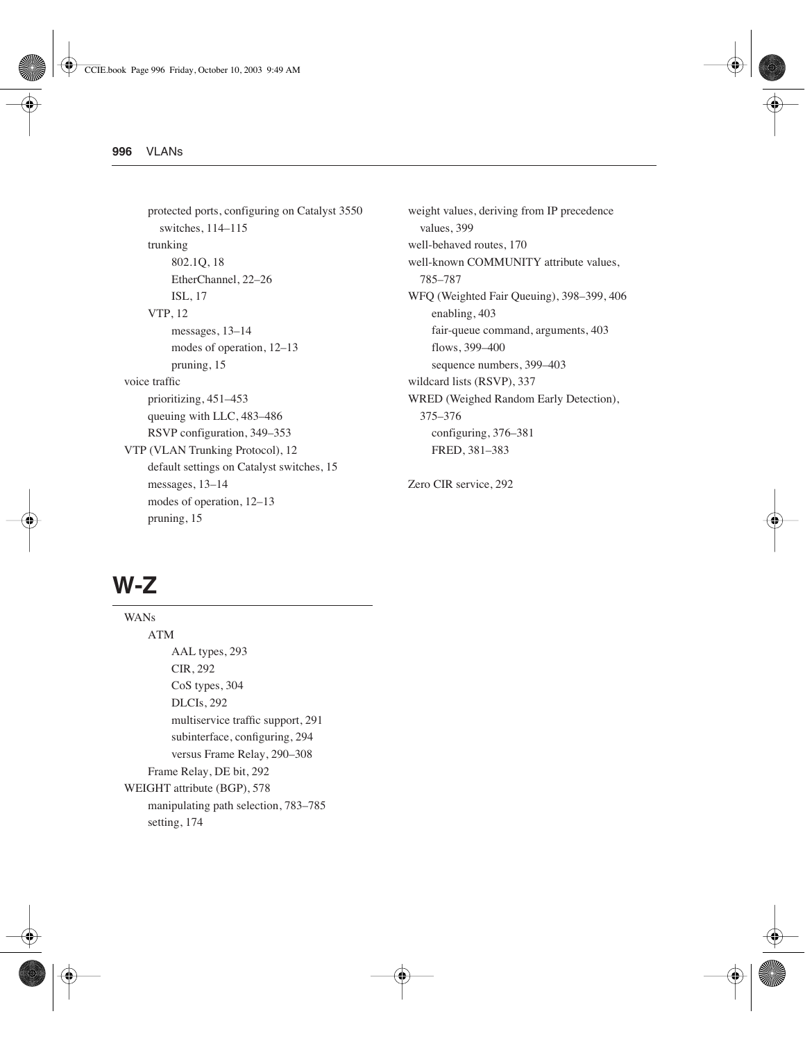- protected ports, configuring on Catalyst 3550 switches, 114–115
- trunking
  - 802.1Q, 18
  - EtherChannel, 22–26
  - ISL, 17
- VTP, 12
  - messages, 13–14
  - modes of operation, 12–13
  - pruning, 15

voice traffic
- prioritizing, 451–453
- queuing with LLC, 483–486
- RSVP configuration, 349–353

VTP (VLAN Trunking Protocol), 12
- default settings on Catalyst switches, 15
- messages, 13–14
- modes of operation, 12–13
- pruning, 15

# W-Z

WANs
- ATM
  - AAL types, 293
  - CIR, 292
  - CoS types, 304
  - DLCIs, 292
  - multiservice traffic support, 291
  - subinterface, configuring, 294
  - versus Frame Relay, 290–308
- Frame Relay, DE bit, 292

WEIGHT attribute (BGP), 578
- manipulating path selection, 783–785
- setting, 174

weight values, deriving from IP precedence values, 399

well-behaved routes, 170

well-known COMMUNITY attribute values, 785–787

WFQ (Weighted Fair Queuing), 398–399, 406
- enabling, 403
- fair-queue command, arguments, 403
- flows, 399–400
- sequence numbers, 399–403

wildcard lists (RSVP), 337

WRED (Weighed Random Early Detection), 375–376
- configuring, 376–381
- FRED, 381–383

Zero CIR service, 292